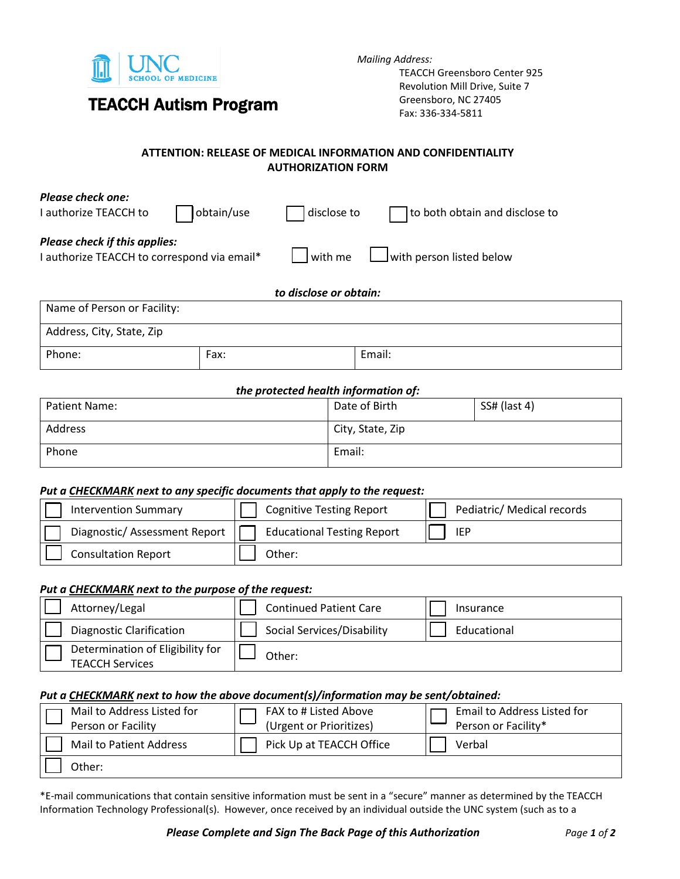UNC SCHOOL OF MEDICINE

# TEACCH Autism Program

*Mailing Address:*
TEACCH Greensboro Center 925
Revolution Mill Drive, Suite 7
Greensboro, NC 27405
Fax: 336-334-5811

## ATTENTION: RELEASE OF MEDICAL INFORMATION AND CONFIDENTIALITY AUTHORIZATION FORM

***Please check one:***

I authorize TEACCH to ☐ obtain/use ☐ disclose to ☐ to both obtain and disclose to

***Please check if this applies:***

I authorize TEACCH to correspond via email* ☐ with me ☐ with person listed below

***to disclose or obtain:***

| Name of Person or Facility: | | |
|---|---|---|
| Address, City, State, Zip | | |
| Phone: | Fax: | Email: |

***the protected health information of:***

| Patient Name: | Date of Birth | SS# (last 4) |
|---|---|---|
| Address | City, State, Zip | |
| Phone | Email: | |

***Put a CHECKMARK next to any specific documents that apply to the request:***

| | | |
|---|---|---|
| ☐ Intervention Summary | ☐ Cognitive Testing Report | ☐ Pediatric/ Medical records |
| ☐ Diagnostic/ Assessment Report | ☐ Educational Testing Report | ☐ IEP |
| ☐ Consultation Report | ☐ Other: | |

***Put a CHECKMARK next to the purpose of the request:***

| | | |
|---|---|---|
| ☐ Attorney/Legal | ☐ Continued Patient Care | ☐ Insurance |
| ☐ Diagnostic Clarification | ☐ Social Services/Disability | ☐ Educational |
| ☐ Determination of Eligibility for TEACCH Services | ☐ Other: | |

***Put a CHECKMARK next to how the above document(s)/information may be sent/obtained:***

| | | |
|---|---|---|
| ☐ Mail to Address Listed for Person or Facility | ☐ FAX to # Listed Above (Urgent or Prioritizes) | ☐ Email to Address Listed for Person or Facility* |
| ☐ Mail to Patient Address | ☐ Pick Up at TEACCH Office | ☐ Verbal |
| ☐ Other: | | |

*E-mail communications that contain sensitive information must be sent in a "secure" manner as determined by the TEACCH Information Technology Professional(s). However, once received by an individual outside the UNC system (such as to a

***Please Complete and Sign The Back Page of this Authorization***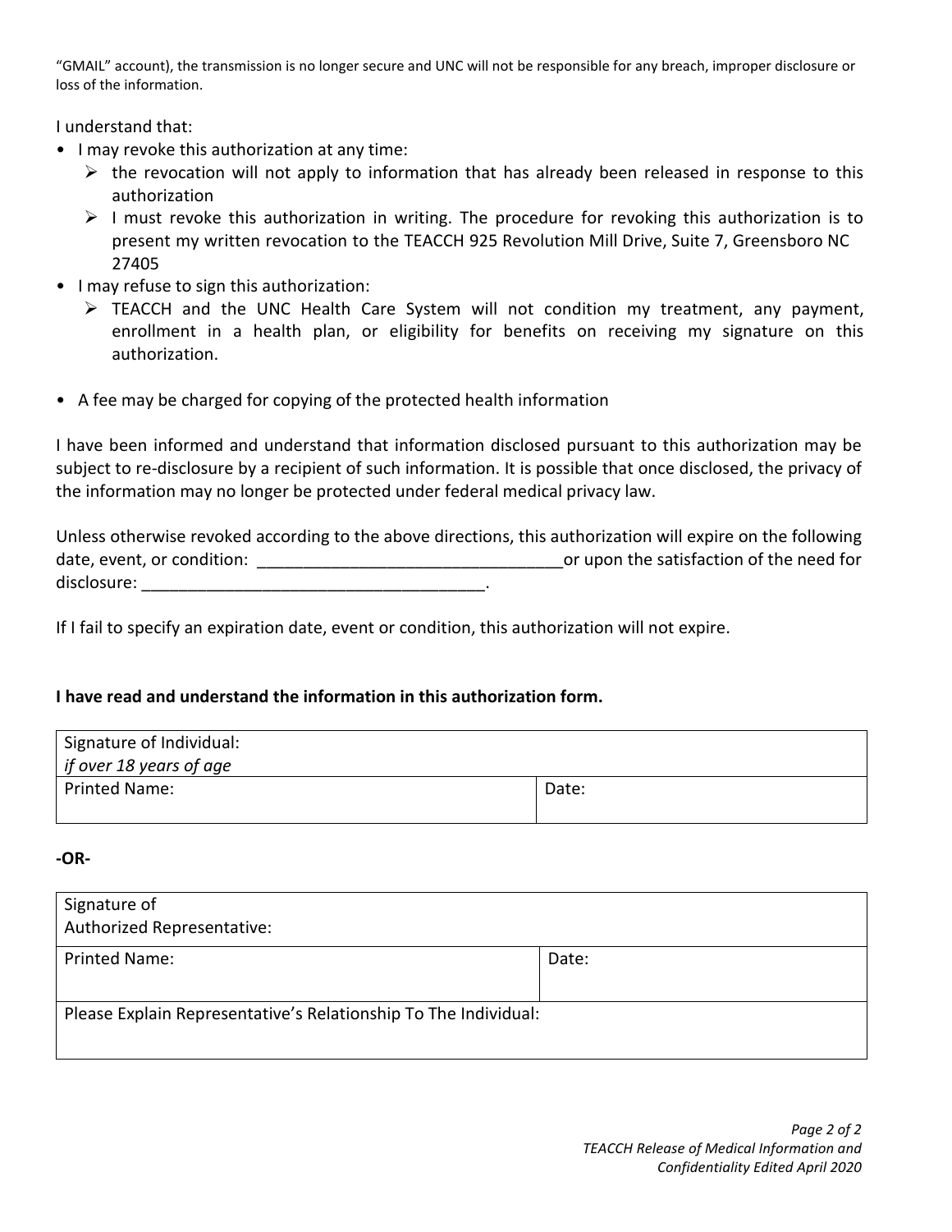"GMAIL" account), the transmission is no longer secure and UNC will not be responsible for any breach, improper disclosure or loss of the information.

I understand that:

- I may revoke this authorization at any time:
  - the revocation will not apply to information that has already been released in response to this authorization
  - I must revoke this authorization in writing. The procedure for revoking this authorization is to present my written revocation to the TEACCH 925 Revolution Mill Drive, Suite 7, Greensboro NC 27405
- I may refuse to sign this authorization:
  - TEACCH and the UNC Health Care System will not condition my treatment, any payment, enrollment in a health plan, or eligibility for benefits on receiving my signature on this authorization.
- A fee may be charged for copying of the protected health information

I have been informed and understand that information disclosed pursuant to this authorization may be subject to re-disclosure by a recipient of such information. It is possible that once disclosed, the privacy of the information may no longer be protected under federal medical privacy law.

Unless otherwise revoked according to the above directions, this authorization will expire on the following date, event, or condition: \_\_\_\_\_\_\_\_\_\_\_\_\_\_\_\_\_\_\_\_\_\_\_\_\_\_\_\_\_\_\_\_or upon the satisfaction of the need for disclosure: \_\_\_\_\_\_\_\_\_\_\_\_\_\_\_\_\_\_\_\_\_\_\_\_\_\_\_\_\_\_\_\_\_\_\_\_\_.

If I fail to specify an expiration date, event or condition, this authorization will not expire.

**I have read and understand the information in this authorization form.**

| | |
|---|---|
| Signature of Individual: *if over 18 years of age* | |
| Printed Name: | Date: |

**-OR-**

| | |
|---|---|
| Signature of Authorized Representative: | |
| Printed Name: | Date: |
| Please Explain Representative's Relationship To The Individual: | |

*TEACCH Release of Medical Information and Confidentiality Edited April 2020*